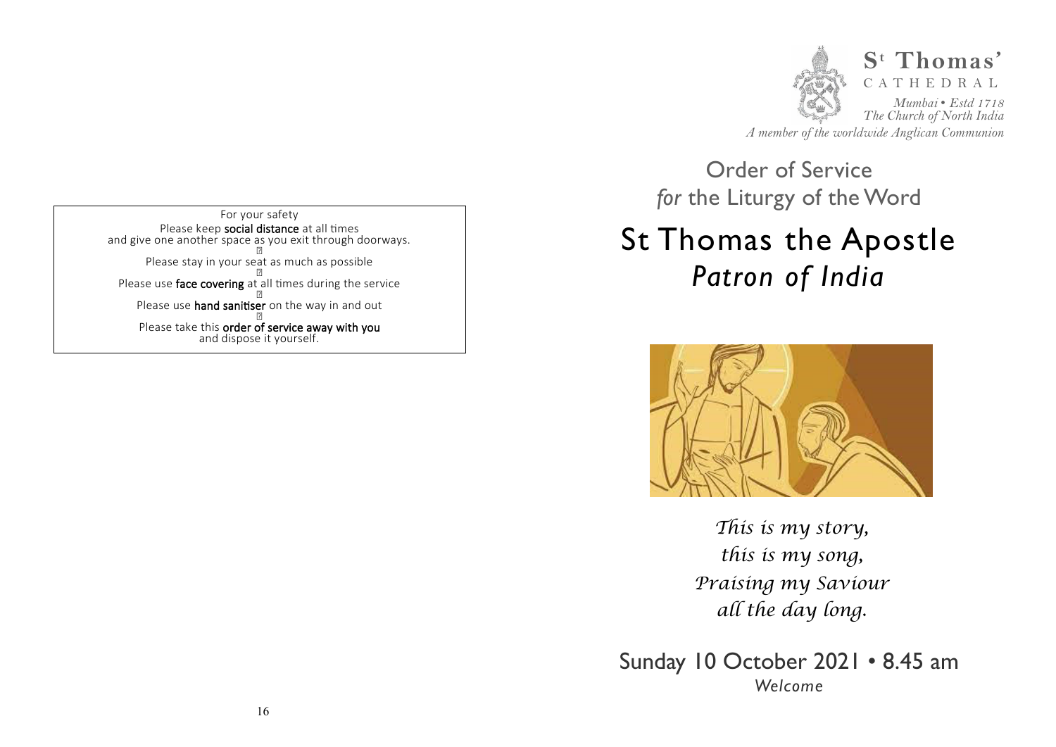For your safety

Please keep **social distance** at all times
and give one another space as you exit through doorways.

Please stay in your seat as much as possible

Please use **face covering** at all times during the service

Please use **hand sanitiser** on the way in and out

Please take this **order of service away with you**
and dispose it yourself.

**St Thomas'**
CATHEDRAL
*Mumbai • Estd 1718*
*The Church of North India*
*A member of the worldwide Anglican Communion*

## Order of Service
## *for* the Liturgy of the Word

# St Thomas the Apostle
# *Patron of India*

*This is my story,*
*this is my song,*
*Praising my Saviour*
*all the day long.*

Sunday 10 October 2021 • 8.45 am

*Welcome*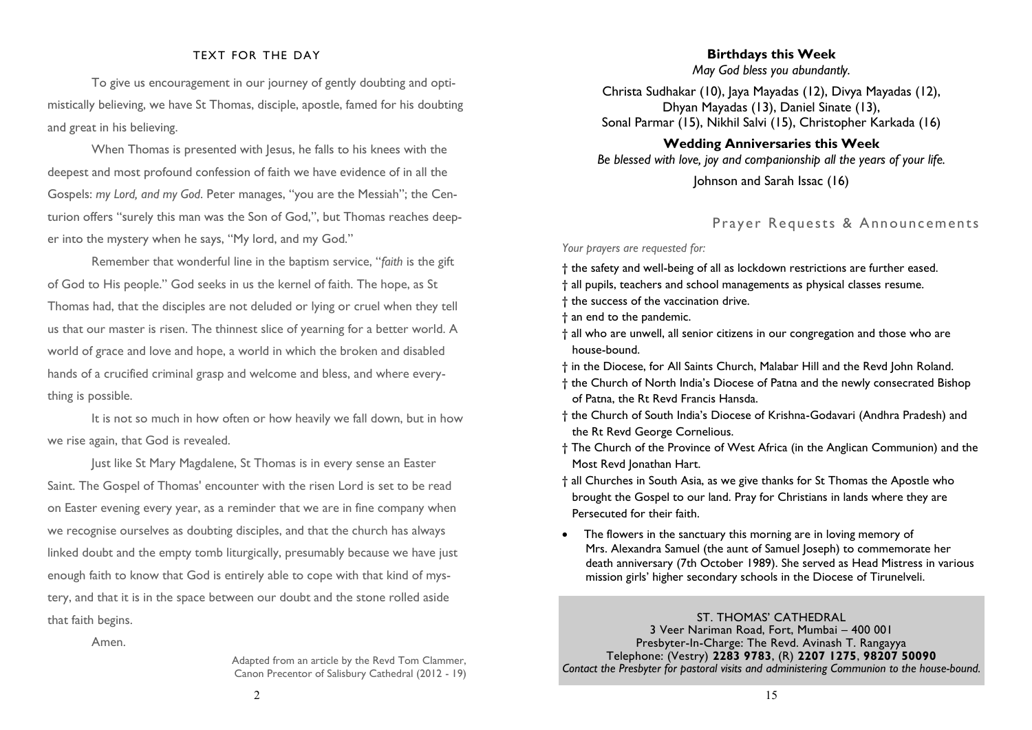## TEXT FOR THE DAY

To give us encouragement in our journey of gently doubting and optimistically believing, we have St Thomas, disciple, apostle, famed for his doubting and great in his believing.

When Thomas is presented with Jesus, he falls to his knees with the deepest and most profound confession of faith we have evidence of in all the Gospels: *my Lord, and my God*. Peter manages, "you are the Messiah"; the Centurion offers "surely this man was the Son of God,", but Thomas reaches deeper into the mystery when he says, "My lord, and my God."

Remember that wonderful line in the baptism service, "*faith* is the gift of God to His people." God seeks in us the kernel of faith. The hope, as St Thomas had, that the disciples are not deluded or lying or cruel when they tell us that our master is risen. The thinnest slice of yearning for a better world. A world of grace and love and hope, a world in which the broken and disabled hands of a crucified criminal grasp and welcome and bless, and where everything is possible.

It is not so much in how often or how heavily we fall down, but in how we rise again, that God is revealed.

Just like St Mary Magdalene, St Thomas is in every sense an Easter Saint. The Gospel of Thomas' encounter with the risen Lord is set to be read on Easter evening every year, as a reminder that we are in fine company when we recognise ourselves as doubting disciples, and that the church has always linked doubt and the empty tomb liturgically, presumably because we have just enough faith to know that God is entirely able to cope with that kind of mystery, and that it is in the space between our doubt and the stone rolled aside that faith begins.

Amen.

Adapted from an article by the Revd Tom Clammer,
Canon Precentor of Salisbury Cathedral (2012 - 19)

**Birthdays this Week**

*May God bless you abundantly.*

Christa Sudhakar (10), Jaya Mayadas (12), Divya Mayadas (12), Dhyan Mayadas (13), Daniel Sinate (13), Sonal Parmar (15), Nikhil Salvi (15), Christopher Karkada (16)

**Wedding Anniversaries this Week**

*Be blessed with love, joy and companionship all the years of your life.*

Johnson and Sarah Issac (16)

## Prayer Requests & Announcements

*Your prayers are requested for:*

† the safety and well-being of all as lockdown restrictions are further eased.
† all pupils, teachers and school managements as physical classes resume.
† the success of the vaccination drive.
† an end to the pandemic.
† all who are unwell, all senior citizens in our congregation and those who are house-bound.
† in the Diocese, for All Saints Church, Malabar Hill and the Revd John Roland.
† the Church of North India's Diocese of Patna and the newly consecrated Bishop of Patna, the Rt Revd Francis Hansda.
† the Church of South India's Diocese of Krishna-Godavari (Andhra Pradesh) and the Rt Revd George Cornelious.
† The Church of the Province of West Africa (in the Anglican Communion) and the Most Revd Jonathan Hart.
† all Churches in South Asia, as we give thanks for St Thomas the Apostle who brought the Gospel to our land. Pray for Christians in lands where they are Persecuted for their faith.

- The flowers in the sanctuary this morning are in loving memory of Mrs. Alexandra Samuel (the aunt of Samuel Joseph) to commemorate her death anniversary (7th October 1989). She served as Head Mistress in various mission girls' higher secondary schools in the Diocese of Tirunelveli.

ST. THOMAS' CATHEDRAL
3 Veer Nariman Road, Fort, Mumbai – 400 001
Presbyter-In-Charge: The Revd. Avinash T. Rangayya
Telephone: (Vestry) **2283 9783**, (R) **2207 1275**, **98207 50090**
*Contact the Presbyter for pastoral visits and administering Communion to the house-bound.*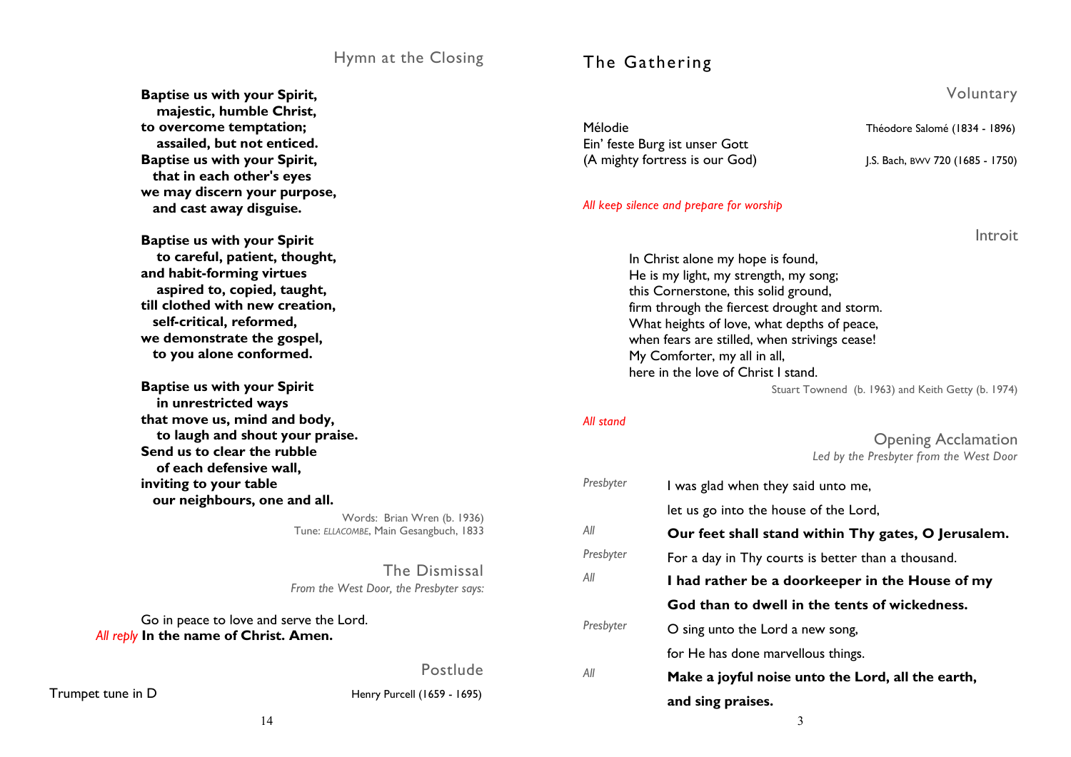## Hymn at the Closing

**Baptise us with your Spirit,**
**majestic, humble Christ,**
**to overcome temptation;**
**assailed, but not enticed.**
**Baptise us with your Spirit,**
**that in each other's eyes**
**we may discern your purpose,**
**and cast away disguise.**

**Baptise us with your Spirit**
**to careful, patient, thought,**
**and habit-forming virtues**
**aspired to, copied, taught,**
**till clothed with new creation,**
**self-critical, reformed,**
**we demonstrate the gospel,**
**to you alone conformed.**

**Baptise us with your Spirit**
**in unrestricted ways**
**that move us, mind and body,**
**to laugh and shout your praise.**
**Send us to clear the rubble**
**of each defensive wall,**
**inviting to your table**
**our neighbours, one and all.**

Words: Brian Wren (b. 1936)
Tune: *ELLACOMBE*, Main Gesangbuch, 1833

## The Dismissal

*From the West Door, the Presbyter says:*

Go in peace to love and serve the Lord.
*All reply* **In the name of Christ. Amen.**

## Postlude

Trumpet tune in D — Henry Purcell (1659 - 1695)

# The Gathering

## Voluntary

Mélodie — Théodore Salomé (1834 - 1896)
Ein' feste Burg ist unser Gott
(A mighty fortress is our God) — J.S. Bach, BWV 720 (1685 - 1750)

*All keep silence and prepare for worship*

## Introit

In Christ alone my hope is found,
He is my light, my strength, my song;
this Cornerstone, this solid ground,
firm through the fiercest drought and storm.
What heights of love, what depths of peace,
when fears are stilled, when strivings cease!
My Comforter, my all in all,
here in the love of Christ I stand.

Stuart Townend (b. 1963) and Keith Getty (b. 1974)

*All stand*

## Opening Acclamation

*Led by the Presbyter from the West Door*

*Presbyter* I was glad when they said unto me,
let us go into the house of the Lord,
*All* **Our feet shall stand within Thy gates, O Jerusalem.**
*Presbyter* For a day in Thy courts is better than a thousand.
*All* **I had rather be a doorkeeper in the House of my God than to dwell in the tents of wickedness.**
*Presbyter* O sing unto the Lord a new song,
for He has done marvellous things.
*All* **Make a joyful noise unto the Lord, all the earth, and sing praises.**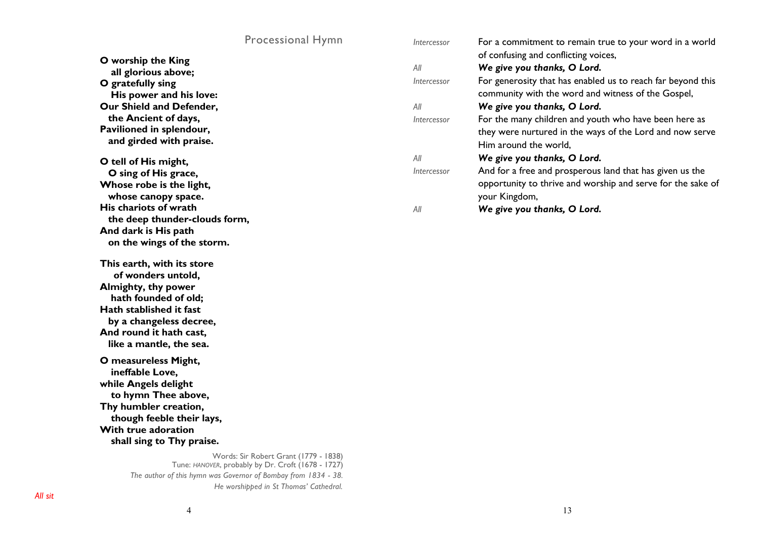## Processional Hymn

**O worship the King**
**all glorious above;**
**O gratefully sing**
**His power and his love:**
**Our Shield and Defender,**
**the Ancient of days,**
**Pavilioned in splendour,**
**and girded with praise.**

**O tell of His might,**
**O sing of His grace,**
**Whose robe is the light,**
**whose canopy space.**
**His chariots of wrath**
**the deep thunder-clouds form,**
**And dark is His path**
**on the wings of the storm.**

**This earth, with its store**
**of wonders untold,**
**Almighty, thy power**
**hath founded of old;**
**Hath stablished it fast**
**by a changeless decree,**
**And round it hath cast,**
**like a mantle, the sea.**

**O measureless Might,**
**ineffable Love,**
**while Angels delight**
**to hymn Thee above,**
**Thy humbler creation,**
**though feeble their lays,**
**With true adoration**
**shall sing to Thy praise.**

Words: Sir Robert Grant (1779 - 1838)
Tune: *HANOVER*, probably by Dr. Croft (1678 - 1727)
*The author of this hymn was Governor of Bombay from 1834 - 38.*
*He worshipped in St Thomas' Cathedral.*

*All sit*

*Intercessor* For a commitment to remain true to your word in a world of confusing and conflicting voices,

*All* ***We give you thanks, O Lord.***

*Intercessor* For generosity that has enabled us to reach far beyond this community with the word and witness of the Gospel,

*All* ***We give you thanks, O Lord.***

*Intercessor* For the many children and youth who have been here as they were nurtured in the ways of the Lord and now serve Him around the world,

*All* ***We give you thanks, O Lord.***

*Intercessor* And for a free and prosperous land that has given us the opportunity to thrive and worship and serve for the sake of your Kingdom,

*All* ***We give you thanks, O Lord.***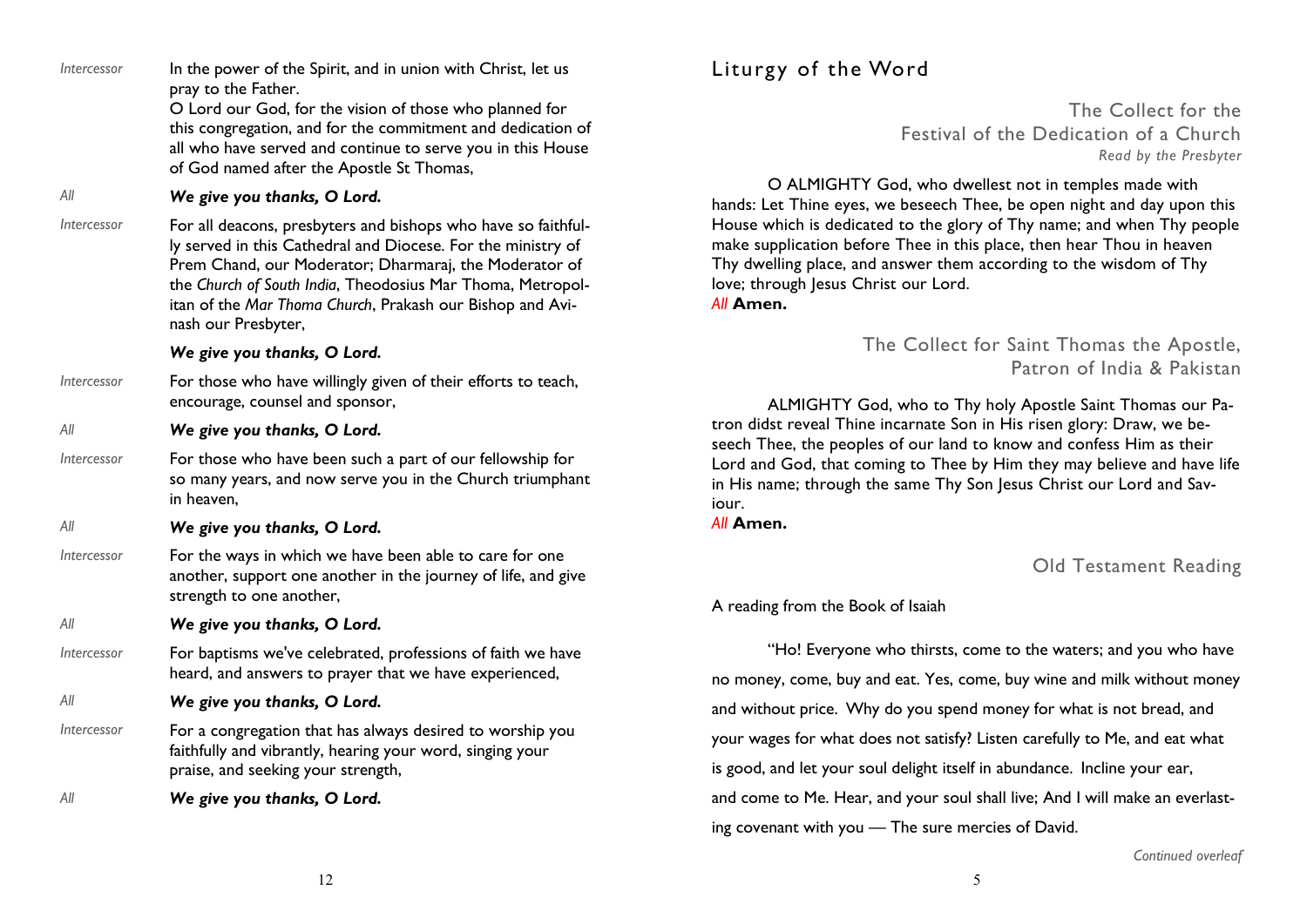*Intercessor* In the power of the Spirit, and in union with Christ, let us pray to the Father.
O Lord our God, for the vision of those who planned for this congregation, and for the commitment and dedication of all who have served and continue to serve you in this House of God named after the Apostle St Thomas,

*All* ***We give you thanks, O Lord.***

*Intercessor* For all deacons, presbyters and bishops who have so faithfully served in this Cathedral and Diocese. For the ministry of Prem Chand, our Moderator; Dharmaraj, the Moderator of the *Church of South India*, Theodosius Mar Thoma, Metropolitan of the *Mar Thoma Church*, Prakash our Bishop and Avinash our Presbyter,

***We give you thanks, O Lord.***

*Intercessor* For those who have willingly given of their efforts to teach, encourage, counsel and sponsor,

*All* ***We give you thanks, O Lord.***

*Intercessor* For those who have been such a part of our fellowship for so many years, and now serve you in the Church triumphant in heaven,

*All* ***We give you thanks, O Lord.***

*Intercessor* For the ways in which we have been able to care for one another, support one another in the journey of life, and give strength to one another,

*All* ***We give you thanks, O Lord.***

*Intercessor* For baptisms we've celebrated, professions of faith we have heard, and answers to prayer that we have experienced,

*All* ***We give you thanks, O Lord.***

*Intercessor* For a congregation that has always desired to worship you faithfully and vibrantly, hearing your word, singing your praise, and seeking your strength,

*All* ***We give you thanks, O Lord.***

# Liturgy of the Word

## The Collect for the Festival of the Dedication of a Church

*Read by the Presbyter*

O ALMIGHTY God, who dwellest not in temples made with hands: Let Thine eyes, we beseech Thee, be open night and day upon this House which is dedicated to the glory of Thy name; and when Thy people make supplication before Thee in this place, then hear Thou in heaven Thy dwelling place, and answer them according to the wisdom of Thy love; through Jesus Christ our Lord.
*All* **Amen.**

## The Collect for Saint Thomas the Apostle, Patron of India & Pakistan

ALMIGHTY God, who to Thy holy Apostle Saint Thomas our Patron didst reveal Thine incarnate Son in His risen glory: Draw, we beseech Thee, the peoples of our land to know and confess Him as their Lord and God, that coming to Thee by Him they may believe and have life in His name; through the same Thy Son Jesus Christ our Lord and Saviour.
*All* **Amen.**

## Old Testament Reading

A reading from the Book of Isaiah

"Ho! Everyone who thirsts, come to the waters; and you who have no money, come, buy and eat. Yes, come, buy wine and milk without money and without price. Why do you spend money for what is not bread, and your wages for what does not satisfy? Listen carefully to Me, and eat what is good, and let your soul delight itself in abundance. Incline your ear, and come to Me. Hear, and your soul shall live; And I will make an everlasting covenant with you — The sure mercies of David.

*Continued overleaf*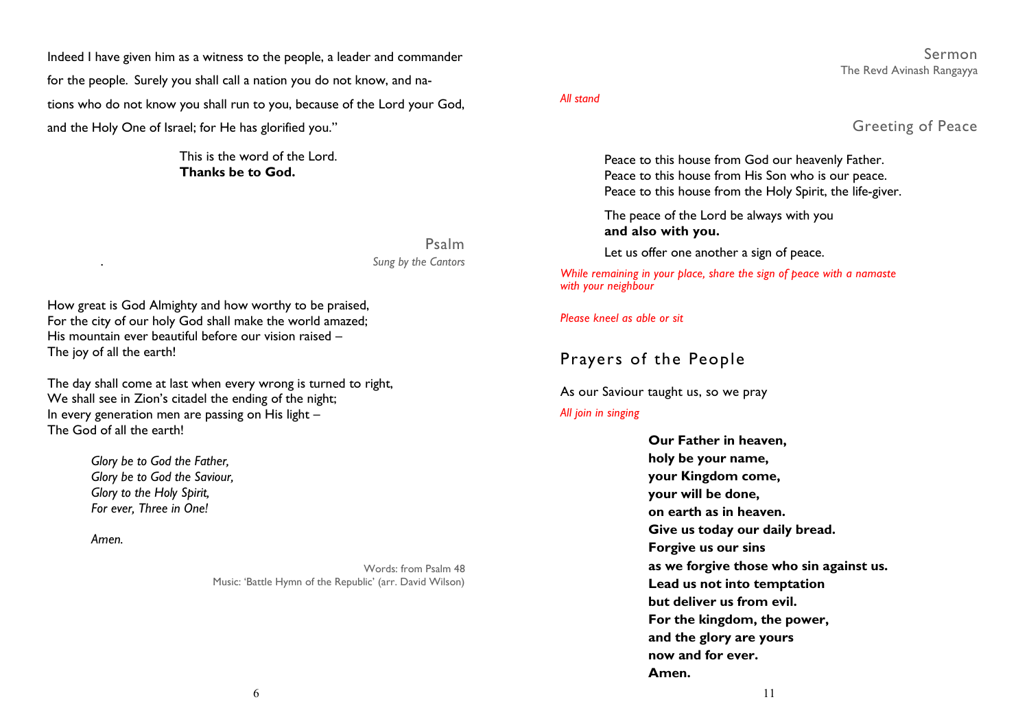Indeed I have given him as a witness to the people, a leader and commander for the people. Surely you shall call a nation you do not know, and nations who do not know you shall run to you, because of the Lord your God, and the Holy One of Israel; for He has glorified you."

This is the word of the Lord.
**Thanks be to God.**

## Psalm

*Sung by the Cantors*

How great is God Almighty and how worthy to be praised,
For the city of our holy God shall make the world amazed;
His mountain ever beautiful before our vision raised –
The joy of all the earth!

The day shall come at last when every wrong is turned to right,
We shall see in Zion's citadel the ending of the night;
In every generation men are passing on His light –
The God of all the earth!

*Glory be to God the Father,*
*Glory be to God the Saviour,*
*Glory to the Holy Spirit,*
*For ever, Three in One!*

*Amen.*

Words: from Psalm 48
Music: 'Battle Hymn of the Republic' (arr. David Wilson)

## Sermon

The Revd Avinash Rangayya

*All stand*

## Greeting of Peace

Peace to this house from God our heavenly Father.
Peace to this house from His Son who is our peace.
Peace to this house from the Holy Spirit, the life-giver.

The peace of the Lord be always with you
**and also with you.**

Let us offer one another a sign of peace.

*While remaining in your place, share the sign of peace with a namaste with your neighbour*

*Please kneel as able or sit*

## Prayers of the People

As our Saviour taught us, so we pray

*All join in singing*

**Our Father in heaven,**
**holy be your name,**
**your Kingdom come,**
**your will be done,**
**on earth as in heaven.**
**Give us today our daily bread.**
**Forgive us our sins**
**as we forgive those who sin against us.**
**Lead us not into temptation**
**but deliver us from evil.**
**For the kingdom, the power,**
**and the glory are yours**
**now and for ever.**
**Amen.**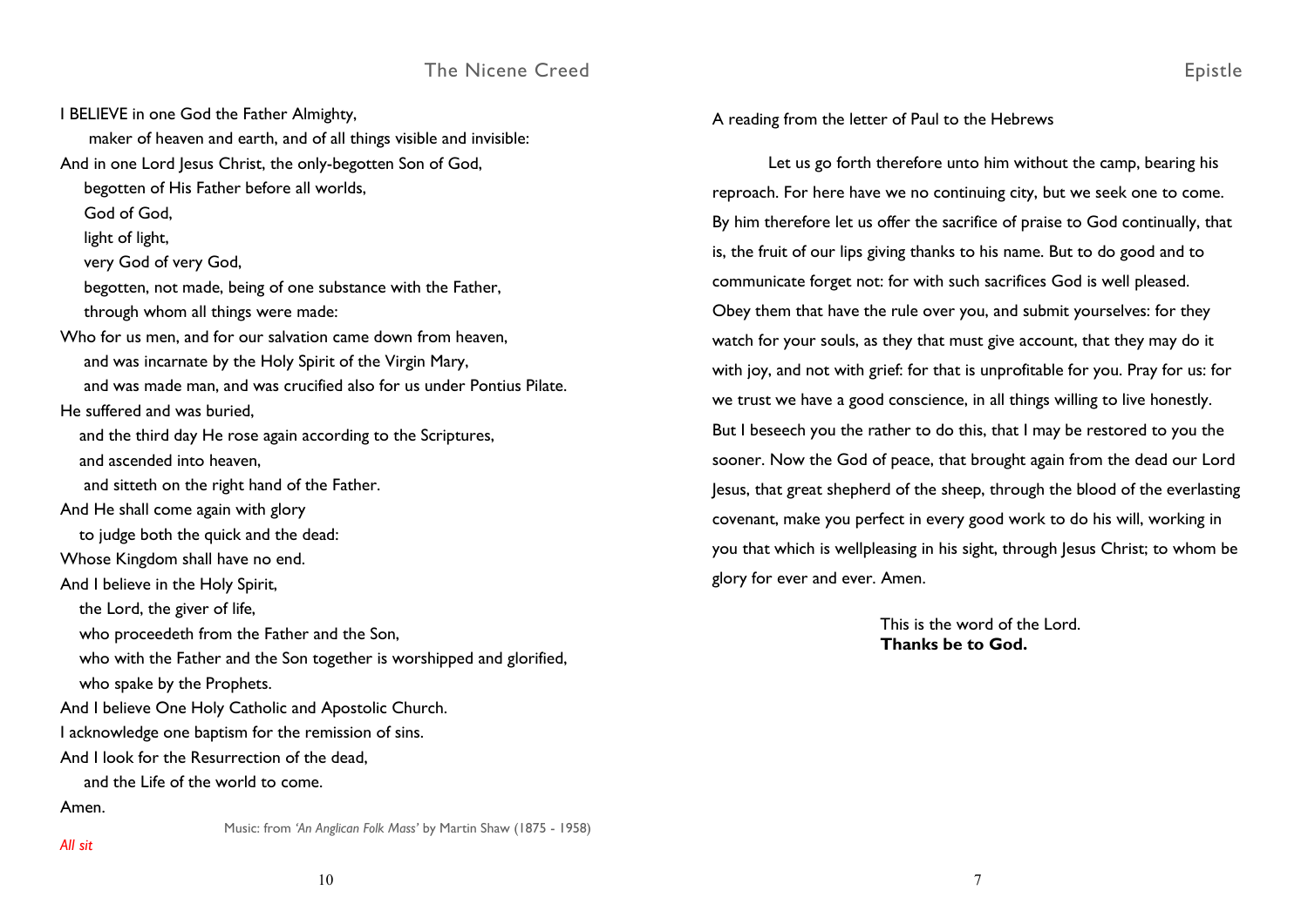## The Nicene Creed

I BELIEVE in one God the Father Almighty,
maker of heaven and earth, and of all things visible and invisible:
And in one Lord Jesus Christ, the only-begotten Son of God,
begotten of His Father before all worlds,
God of God,
light of light,
very God of very God,
begotten, not made, being of one substance with the Father,
through whom all things were made:
Who for us men, and for our salvation came down from heaven,
and was incarnate by the Holy Spirit of the Virgin Mary,
and was made man, and was crucified also for us under Pontius Pilate.
He suffered and was buried,
and the third day He rose again according to the Scriptures,
and ascended into heaven,
and sitteth on the right hand of the Father.
And He shall come again with glory
to judge both the quick and the dead:
Whose Kingdom shall have no end.
And I believe in the Holy Spirit,
the Lord, the giver of life,
who proceedeth from the Father and the Son,
who with the Father and the Son together is worshipped and glorified,
who spake by the Prophets.
And I believe One Holy Catholic and Apostolic Church.
I acknowledge one baptism for the remission of sins.
And I look for the Resurrection of the dead,
and the Life of the world to come.
Amen.

Music: from *'An Anglican Folk Mass'* by Martin Shaw (1875 - 1958)

*All sit*

## Epistle

A reading from the letter of Paul to the Hebrews

Let us go forth therefore unto him without the camp, bearing his reproach. For here have we no continuing city, but we seek one to come. By him therefore let us offer the sacrifice of praise to God continually, that is, the fruit of our lips giving thanks to his name. But to do good and to communicate forget not: for with such sacrifices God is well pleased. Obey them that have the rule over you, and submit yourselves: for they watch for your souls, as they that must give account, that they may do it with joy, and not with grief: for that is unprofitable for you. Pray for us: for we trust we have a good conscience, in all things willing to live honestly. But I beseech you the rather to do this, that I may be restored to you the sooner. Now the God of peace, that brought again from the dead our Lord Jesus, that great shepherd of the sheep, through the blood of the everlasting covenant, make you perfect in every good work to do his will, working in you that which is wellpleasing in his sight, through Jesus Christ; to whom be glory for ever and ever. Amen.

This is the word of the Lord.
**Thanks be to God.**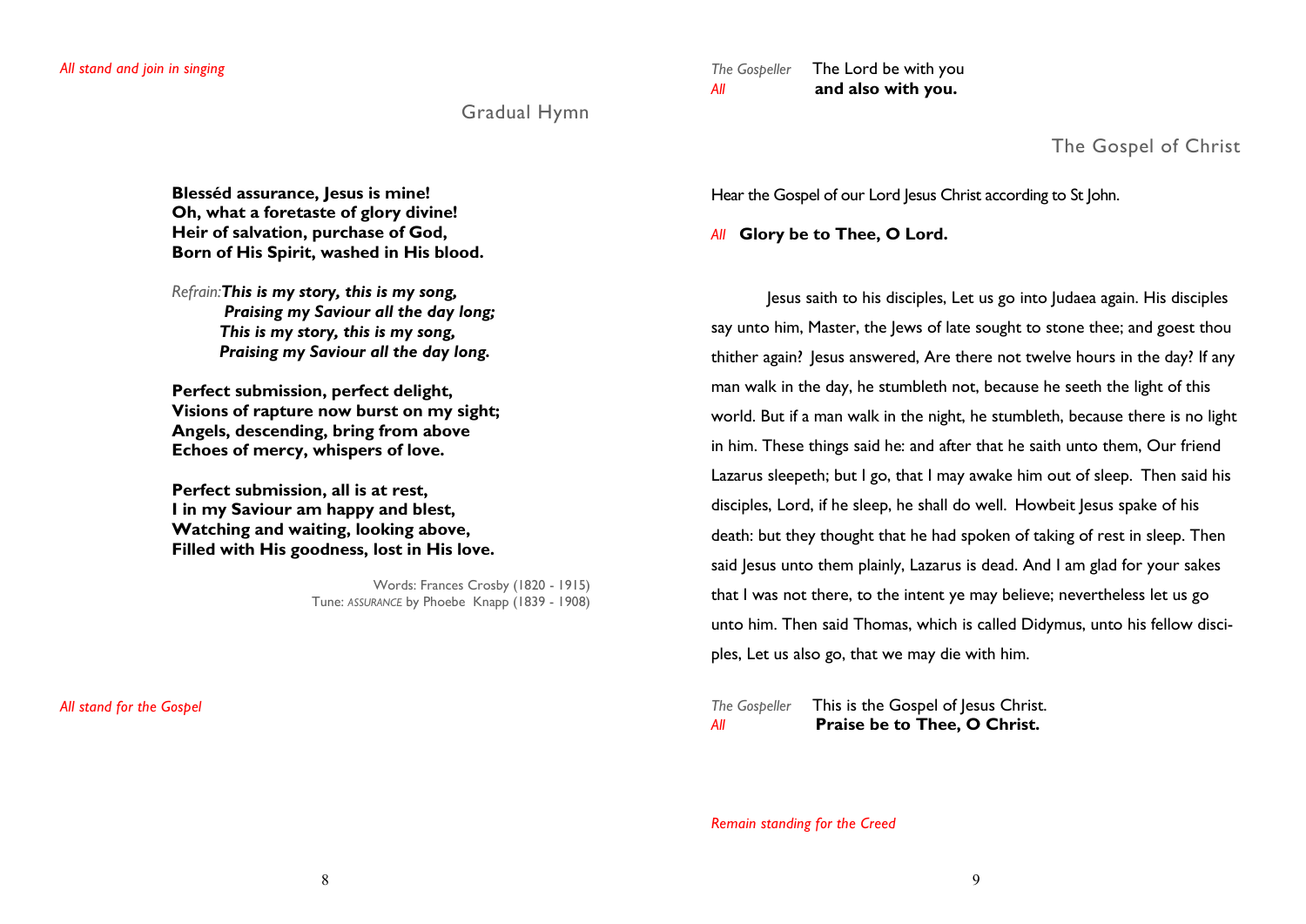*All stand and join in singing*

## Gradual Hymn

**Blesséd assurance, Jesus is mine!**
**Oh, what a foretaste of glory divine!**
**Heir of salvation, purchase of God,**
**Born of His Spirit, washed in His blood.**

*Refrain:* ***This is my story, this is my song,***
***Praising my Saviour all the day long;***
***This is my story, this is my song,***
***Praising my Saviour all the day long.***

**Perfect submission, perfect delight,**
**Visions of rapture now burst on my sight;**
**Angels, descending, bring from above**
**Echoes of mercy, whispers of love.**

**Perfect submission, all is at rest,**
**I in my Saviour am happy and blest,**
**Watching and waiting, looking above,**
**Filled with His goodness, lost in His love.**

Words: Frances Crosby (1820 - 1915)
Tune: *ASSURANCE* by Phoebe Knapp (1839 - 1908)

*All stand for the Gospel*

*The Gospeller* The Lord be with you
*All* **and also with you.**

## The Gospel of Christ

Hear the Gospel of our Lord Jesus Christ according to St John.

*All* **Glory be to Thee, O Lord.**

Jesus saith to his disciples, Let us go into Judaea again. His disciples say unto him, Master, the Jews of late sought to stone thee; and goest thou thither again? Jesus answered, Are there not twelve hours in the day? If any man walk in the day, he stumbleth not, because he seeth the light of this world. But if a man walk in the night, he stumbleth, because there is no light in him. These things said he: and after that he saith unto them, Our friend Lazarus sleepeth; but I go, that I may awake him out of sleep. Then said his disciples, Lord, if he sleep, he shall do well. Howbeit Jesus spake of his death: but they thought that he had spoken of taking of rest in sleep. Then said Jesus unto them plainly, Lazarus is dead. And I am glad for your sakes that I was not there, to the intent ye may believe; nevertheless let us go unto him. Then said Thomas, which is called Didymus, unto his fellow disciples, Let us also go, that we may die with him.

*The Gospeller* This is the Gospel of Jesus Christ.
*All* **Praise be to Thee, O Christ.**

*Remain standing for the Creed*